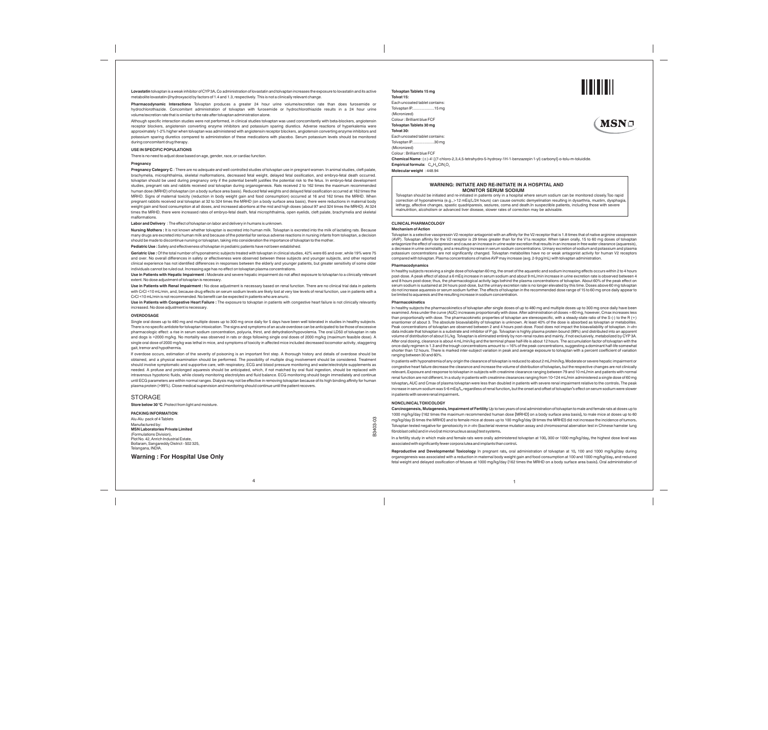**Lovastatin** tolvaptan is a weak inhibitor of CYP3A. Co administration of lovastatin and tolvaptan increases the exposure to lovastatin and its active metabolite lovastatin-β hydroxyacid by factors of 1.4 and 1.3, respectively. This is not a clinically relevant change.

**Pharmacodynamic Interactions** Tolvaptan produces a greater 24 hour urine volume/excretion rate than does furosemide or hydrochlorothiazide. Concomitant administration of tolvaptan with furosemide or hydrochlorothiazide results in a 24 hour urine volume/excretion rate that is similar to the rate after tolvaptan administration alone.

Although specific interaction studies were not performed, in clinical studies tolvaptan was used concomitantly with beta-blockers, angiotensin receptor blockers, angiotensin converting enzyme inhibitors and potassium sparing diuretics. Adverse reactions of hyperkalemia were approximately 1-2% higher when tolvaptan was administered with angiotensin receptor blockers, angiotensin converting enzyme inhibitors and potassium sparing diuretics compared to administration of these medications with placebo. Serum potassium levels should be monitored during concomitant drug therapy.

### USE IN SPECIFIC POPULATIONS

There is no need to adjust dose based on age, gender, race, or cardiac function.

#### Pregnancy

**Pregnancy Category C**.: There are no adequate and well controlled studies of tolvaptan use in pregnant women. In animal studies, cleft palate, brachymelia, microphthalmia, skeletal malformations, decreased fetal weight, delayed fetal ossification, and embryo-fetal death occurred. tolvaptan should be used during pregnancy only if the potential benefit justifies the potential risk to the fetus. In embryo-fetal development studies, pregnant rats and rabbits received oral tolvaptan during organogenesis. Rats received 2 to 162 times the maximum recommended human dose (MRHD) of tolvaptan (on a body surface area basis). Reduced fetal weights and delayed fetal ossification occurred at 162 times the MRHD. Signs of maternal toxicity (reduction in body weight gain and food consumption) occurred at 16 and 162 times the MRHD. When pregnant rabbits received oral tolvaptan at 32 to 324 times the MRHD (on a body surface area basis), there were reductions in maternal body weight gain and food consumption at all doses, and increased abortions at the mid and high doses (about 97 and 324 times the MRHD). At 324 times the MRHD, there were increased rates of embryo-fetal death, fetal microphthalmia, open eyelids, cleft palate, brachymelia and skeletal malformations.

**Labor and Delivery** : The effect of tolvaptan on labor and delivery in humans is unknown.

**Nursing Mothers :** It is not known whether tolvaptan is excreted into human milk. Tolvaptan is excreted into the milk of lactating rats. Because many drugs are excreted into human milk and because of the potential for serious adverse reactions in nursing infants from tolvaptan, a decision should be made to discontinue nursing or tolvaptan, taking into consideration the importance of tolvaptan to the mother.

**Pediatric Use :** Safety and effectiveness of tolvaptan in pediatric patients have not been established.

**Geriatric Use :** Of the total number of hyponatremic subjects treated with tolvaptan in clinical studies, 42% were 65 and over, while 19% were 75 and over. No overall differences in safety or effectiveness were observed between these subjects and younger subjects, and other reported clinical experience has not identified differences in responses between the elderly and younger patients, but greater sensitivity of some older individuals cannot be ruled out. Increasing age has no effect on tolvaptan plasma concentrations.

**Use in Patients with Hepatic Impairment :** Moderate and severe hepatic impairment do not affect exposure to tolvaptan to a clinically relevant extent. No dose adjustment of tolvaptan is necessary.

**Use in Patients with Renal Impairment :** No dose adjustment is necessary based on renal function. There are no clinical trial data in patients with CrCl <10 mL/min, and, because drug effects on serum sodium levels are likely lost at very low levels of renal function, use in patients with a CrCl <10 mL/min is not recommended. No benefit can be expected in patients who are anuric.

**Use in Patients with Congestive Heart Failure :** The exposure to tolvaptan in patients with congestive heart failure is not clinically relevantly increased. No dose adjustment is necessary.

### OVERDOSAGE

Single oral doses up to 480 mg and multiple doses up to 300 mg once daily for 5 days have been well tolerated in studies in healthy subjects. There is no specific antidote for tolvaptan intoxication. The signs and symptoms of an acute overdose can be anticipated to be those of excessive pharmacologic effect: a rise in serum sodium concentration, polyuria, thirst, and dehydration/hypovolemia. The oral LD50 of tolvaptan in rats and dogs is >2000 mg/kg. No mortality was observed in rats or dogs following single oral doses of 2000 mg/kg (maximum feasible dose). A single oral dose of 2000 mg/kg was lethal in mice, and symptoms of toxicity in affected mice included decreased locomotor activity, staggering gait, tremor and hypothermia.

If overdose occurs, estimation of the severity of poisoning is an important first step. A thorough history and details of overdose should be obtained, and a physical examination should be performed. The possibility of multiple drug involvement should be considered. Treatment should involve symptomatic and supportive care, with respiratory, ECG and blood pressure monitoring and water/electrolyte supplements as needed. A profuse and prolonged aquaresis should be anticipated, which, if not matched by oral fluid ingestion, should be replaced with intravenous hypotonic fluids, while closely monitoring electrolytes and fluid balance. ECG monitoring should begin immediately and continue until ECG parameters are within normal ranges. Dialysis may not be effective in removing tolvaptan because of its high binding affinity for human plasma protein (>99%). Close medical supervision and monitoring should continue until the patient recovers.

## STORAGE

**Store below 30 °C**. Protect from light and moisture.

**PACKING INFORMATION**:

Alu-Alu pack of 4 Tablets

Manufactured by:
**MSN Laboratories Private Limited**
(Formulations Division),
Plot No. 42, Anrich Industrial Estate,
Bollaram, Sangareddy District - 502 325,
Telangana, INDIA.

B3403-03

## Warning : For Hospital Use Only

**Tolvaptan Tablets 15 mg**
**Tolvat 15:**
Each uncoated tablet contains:
Tolvaptan IP....................15 mg
(Micronized)
Colour : Brilliant blue FCF

**Tolvaptan Tablets 30 mg**
**Tolvat 30:**
Each uncoated tablet contains:
Tolvaptan IP....................30 mg
(Micronized)
Colour : Brilliant blue FCF

**Chemical Name** :(±)-4'-[(7-chloro-2,3,4,5-tetrahydro-5-hydroxy-1H-1-benzazepin 1-yl) carbonyl]-o-tolu-m-toluidide.

**Empirical formula:** $C_{26}H_{25}ClN_2O_3$

**Molecular weight** : 448.94

> **WARNING: INITIATE AND RE-INITIATE IN A HOSPITAL AND MONITOR SERUM SODIUM**
>
> Tolvaptan should be initiated and re-initiated in patients only in a hospital where serum sodium can be monitored closely. Too rapid correction of hyponatremia (e.g., >12 mEq/L/24 hours) can cause osmotic demyelination resulting in dysarthria, mutism, dysphagia, lethargy, affective changes, spastic quadriparesis, seizures, coma and death. In suspectible patients, including those with severe malnutrition, alcoholism or advanced liver disease, slower rates of correction may be advisable.

### CLINICAL PHARMACOLOGY

#### Mechanism of Action

Tolvaptan is a selective vasopressin V2 receptor antagonist with an affinity for the V2 receptor that is 1.8 times that of native arginine vasopressin (AVP). Tolvaptan affinity for the V2 receptor is 29 times greater than for the V1a receptor. When taken orally, 15 to 60 mg doses of tolvaptan antagonize the effect of vasopressin and cause an increase in urine water excretion that results in an increase in free water clearance (aquaresis), a decrease in urine osmolality, and a resulting increase in serum sodium concentrations. Urinary excretion of sodium and potassium and plasma potassium concentrations are not significantly changed. Tolvaptan metabolites have no or weak antagonist activity for human V2 receptors compared with tolvaptan. Plasma concentrations of native AVP may increase (avg. 2-9 pg/mL) with tolvaptan administration.

#### Pharmacodynamics

In healthy subjects receiving a single dose of tolvaptan 60 mg, the onset of the aquaretic and sodium increasing effects occurs within 2 to 4 hours post-dose. A peak effect of about a 6 mEq increase in serum sodium and about 9 mL/min increase in urine excretion rate is observed between 4 and 8 hours post-dose; thus, the pharmacological activity lags behind the plasma concentrations of tolvaptan. About 60% of the peak effect on serum sodium is sustained at 24 hours post-dose, but the urinary excretion rate is no longer elevated by this time. Doses above 60 mg tolvaptan do not increase aquaresis or serum sodium further. The effects of tolvaptan in the recommended dose range of 15 to 60 mg once daily appear to be limited to aquaresis and the resulting increase in sodium concentration.

#### Pharmacokinetics

In healthy subjects the pharmacokinetics of tolvaptan after single doses of up to 480 mg and multiple doses up to 300 mg once daily have been examined. Area under the curve (AUC) increases proportionally with dose. After administration of doses ≥60 mg, however, Cmax increases less than proportionally with dose. The pharmacokinetic properties of tolvaptan are stereospecific, with a steady-state ratio of the S-(-) to the R (+) enantiomer of about 3. The absolute bioavailability of tolvaptan is unknown. At least 40% of the dose is absorbed as tolvaptan or metabolites. Peak concentrations of tolvaptan are observed between 2 and 4 hours post-dose. Food does not impact the bioavailability of tolvaptan. *In vitro* data indicate that tolvaptan is a substrate and inhibitor of P gp. Tolvaptan is highly plasma protein bound (99%) and distributed into an apparent volume of distribution of about 3 L/kg. Tolvaptan is eliminated entirely by non-renal routes and mainly, if not exclusively, metabolized by CYP 3A. After oral dosing, clearance is about 4 mL/min/kg and the terminal phase half-life is about 12 hours. The accumulation factor of tolvaptan with the once-daily regimen is 1.3 and the trough concentrations amount to ≤16% of the peak concentrations, suggesting a dominant half-life somewhat shorter than 12 hours. There is marked inter-subject variation in peak and average exposure to tolvaptan with a percent coefficient of variation ranging between 30 and 60%.

In patients with hyponatremia of any origin the clearance of tolvaptan is reduced to about 2 mL/min/kg. Moderate or severe hepatic impairment or congestive heart failure decrease the clearance and increase the volume of distribution of tolvaptan, but the respective changes are not clinically relevant. Exposure and response to tolvaptan in subjects with creatinine clearance ranging between 79 and 10 mL/min and patients with normal renal function are not different. In a study in patients with creatinine clearances ranging from 10-124 mL/min administered a single dose of 60 mg tolvaptan, AUC and Cmax of plasma tolvaptan were less than doubled in patients with severe renal impairment relative to the controls. The peak increase in serum sodium was 5-6 mEq/L, regardless of renal function, but the onset and offset of tolvaptan's effect on serum sodium were slower in patients with severe renal impairment.

### NONCLINICAL TOXICOLOGY

**Carcinogenesis, Mutagenesis, Impairment of Fertility** Up to two years of oral administration of tolvaptan to male and female rats at doses up to 1000 mg/kg/day (162 times the maximum recommended human dose [MRHD] on a body surface area basis), to male mice at doses up to 60 mg/kg/day (5 times the MRHD) and to female mice at doses up to 100 mg/kg/day (8 times the MRHD) did not increase the incidence of tumors. Tolvaptan tested negative for genotoxicity in *in vitro* (bacterial reverse mutation assay and chromosomal aberration test in Chinese hamster lung fibroblast cells) and in vivo (rat micronucleus assay) test systems.

In a fertility study in which male and female rats were orally administered tolvaptan at 100, 300 or 1000 mg/kg/day, the highest dose level was associated with significantly fewer corpora lutea and implants than control.

**Reproductive and Developmental Toxicology** In pregnant rats, oral administration of tolvaptan at 10, 100 and 1000 mg/kg/day during organogenesis was associated with a reduction in maternal body weight gain and food consumption at 100 and 1000 mg/kg/day, and reduced fetal weight and delayed ossification of fetuses at 1000 mg/kg/day (162 times the MRHD on a body surface area basis). Oral administration of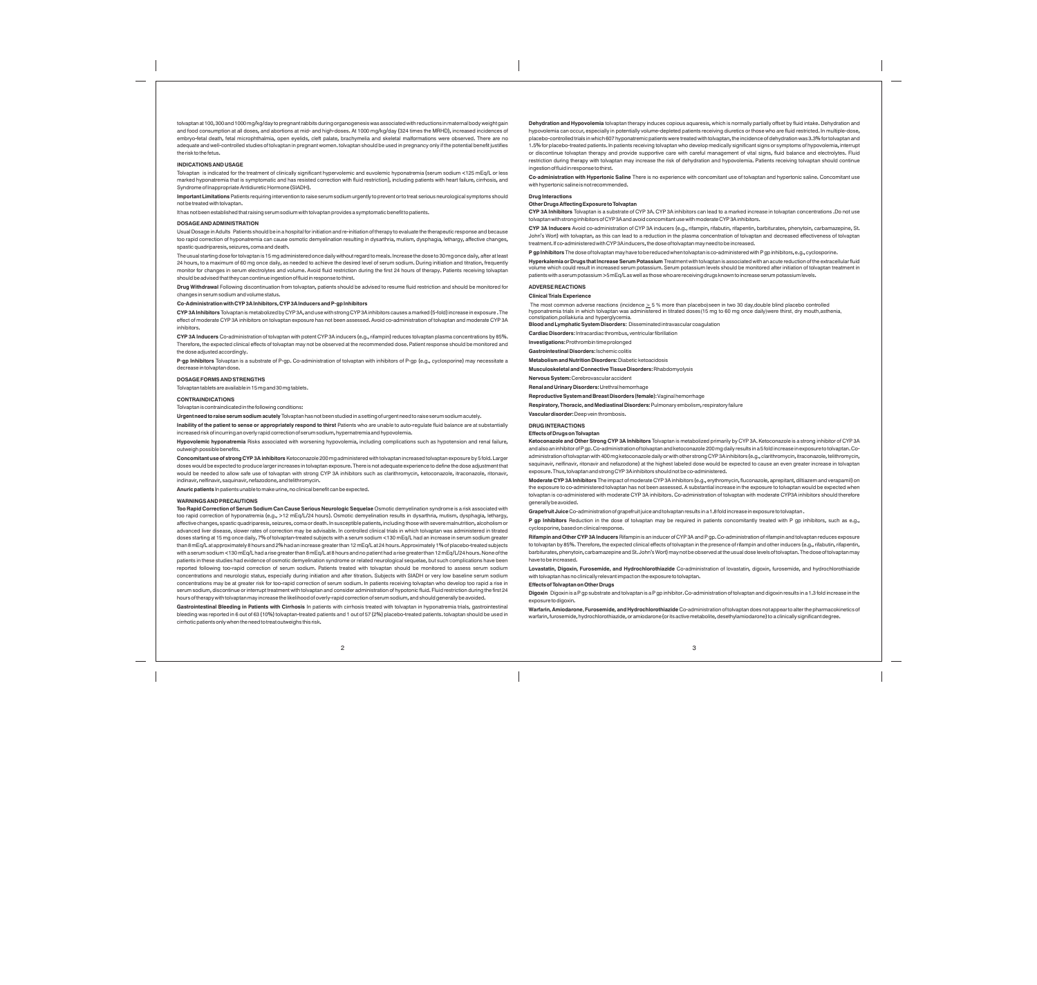tolvaptan at 100, 300 and 1000 mg/kg/day to pregnant rabbits during organogenesis was associated with reductions in maternal body weight gain and food consumption at all doses, and abortions at mid- and high-doses. At 1000 mg/kg/day (324 times the MRHD), increased incidences of embryo-fetal death, fetal microphthalmia, open eyelids, cleft palate, brachymelia and skeletal malformations were observed. There are no adequate and well-controlled studies of tolvaptan in pregnant women. tolvaptan should be used in pregnancy only if the potential benefit justifies the risk to the fetus.

## INDICATIONS AND USAGE

Tolvaptan is indicated for the treatment of clinically significant hypervolemic and euvolemic hyponatremia (serum sodium <125 mEq/L or less marked hyponatremia that is symptomatic and has resisted correction with fluid restriction), including patients with heart failure, cirrhosis, and Syndrome of Inappropriate Antidiuretic Hormone (SIADH).

**Important Limitations** Patients requiring intervention to raise serum sodium urgently to prevent or to treat serious neurological symptoms should not be treated with tolvaptan.

It has not been established that raising serum sodium with tolvaptan provides a symptomatic benefit to patients.

## DOSAGE AND ADMINISTRATION

Usual Dosage in Adults Patients should be in a hospital for initiation and re-initiation of therapy to evaluate the therapeutic response and because too rapid correction of hyponatremia can cause osmotic demyelination resulting in dysarthria, mutism, dysphagia, lethargy, affective changes, spastic quadriparesis, seizures, coma and death.

The usual starting dose for tolvaptan is 15 mg administered once daily without regard to meals. Increase the dose to 30 mg once daily, after at least 24 hours, to a maximum of 60 mg once daily, as needed to achieve the desired level of serum sodium. During initiation and titration, frequently monitor for changes in serum electrolytes and volume. Avoid fluid restriction during the first 24 hours of therapy. Patients receiving tolvaptan should be advised that they can continue ingestion of fluid in response to thirst.

**Drug Withdrawal** Following discontinuation from tolvaptan, patients should be advised to resume fluid restriction and should be monitored for changes in serum sodium and volume status.

### Co-Administration with CYP 3A Inhibitors, CYP 3A Inducers and P-gp Inhibitors

**CYP 3A Inhibitors** Tolvaptan is metabolized by CYP 3A, and use with strong CYP 3A inhibitors causes a marked (5-fold) increase in exposure . The effect of moderate CYP 3A inhibitors on tolvaptan exposure has not been assessed. Avoid co-administration of tolvaptan and moderate CYP 3A inhibitors.

**CYP 3A Inducers** Co-administration of tolvaptan with potent CYP 3A inducers (e.g., rifampin) reduces tolvaptan plasma concentrations by 85%. Therefore, the expected clinical effects of tolvaptan may not be observed at the recommended dose. Patient response should be monitored and the dose adjusted accordingly.

**P-gp Inhibitors** Tolvaptan is a substrate of P-gp. Co-administration of tolvaptan with inhibitors of P-gp (e.g., cyclosporine) may necessitate a decrease in tolvaptan dose.

## DOSAGE FORMS AND STRENGTHS

Tolvaptan tablets are available in 15 mg and 30 mg tablets.

## CONTRAINDICATIONS

Tolvaptan is contraindicated in the following conditions:

**Urgent need to raise serum sodium acutely** Tolvaptan has not been studied in a setting of urgent need to raise serum sodium acutely.

**Inability of the patient to sense or appropriately respond to thirst** Patients who are unable to auto-regulate fluid balance are at substantially increased risk of incurring an overly rapid correction of serum sodium, hypernatremia and hypovolemia.

**Hypovolemic hyponatremia** Risks associated with worsening hypovolemia, including complications such as hypotension and renal failure, outweigh possible benefits.

**Concomitant use of strong CYP 3A inhibitors** Ketoconazole 200 mg administered with tolvaptan increased tolvaptan exposure by 5 fold. Larger doses would be expected to produce larger increases in tolvaptan exposure. There is not adequate experience to define the dose adjustment that would be needed to allow safe use of tolvaptan with strong CYP 3A inhibitors such as clarithromycin, ketoconazole, itraconazole, ritonavir, indinavir, nelfinavir, saquinavir, nefazodone, and telithromycin.

**Anuric patients** In patients unable to make urine, no clinical benefit can be expected.

## WARNINGS AND PRECAUTIONS

**Too Rapid Correction of Serum Sodium Can Cause Serious Neurologic Sequelae** Osmotic demyelination syndrome is a risk associated with too rapid correction of hyponatremia (e.g., >12 mEq/L/24 hours). Osmotic demyelination results in dysarthria, mutism, dysphagia, lethargy, affective changes, spastic quadriparesis, seizures, coma or death. In susceptible patients, including those with severe malnutrition, alcoholism or advanced liver disease, slower rates of correction may be advisable. In controlled clinical trials in which tolvaptan was administered in titrated doses starting at 15 mg once daily, 7% of tolvaptan-treated subjects with a serum sodium <130 mEq/L had an increase in serum sodium greater than 8 mEq/L at approximately 8 hours and 2% had an increase greater than 12 mEq/L at 24 hours. Approximately 1% of placebo-treated subjects with a serum sodium <130 mEq/L had a rise greater than 8 mEq/L at 8 hours and no patient had a rise greater than 12 mEq/L/24 hours. None of the patients in these studies had evidence of osmotic demyelination syndrome or related neurological sequelae, but such complications have been reported following too-rapid correction of serum sodium. Patients treated with tolvaptan should be monitored to assess serum sodium concentrations and neurologic status, especially during initiation and after titration. Subjects with SIADH or very low baseline serum sodium concentrations may be at greater risk for too-rapid correction of serum sodium. In patients receiving tolvaptan who develop too rapid a rise in serum sodium, discontinue or interrupt treatment with tolvaptan and consider administration of hypotonic fluid. Fluid restriction during the first 24 hours of therapy with tolvaptan may increase the likelihood of overly-rapid correction of serum sodium, and should generally be avoided.

**Gastrointestinal Bleeding in Patients with Cirrhosis** In patients with cirrhosis treated with tolvaptan in hyponatremia trials, gastrointestinal bleeding was reported in 6 out of 63 (10%) tolvaptan-treated patients and 1 out of 57 (2%) placebo-treated patients. tolvaptan should be used in cirrhotic patients only when the need to treat outweighs this risk.

**Dehydration and Hypovolemia** tolvaptan therapy induces copious aquaresis, which is normally partially offset by fluid intake. Dehydration and hypovolemia can occur, especially in potentially volume-depleted patients receiving diuretics or those who are fluid restricted. In multiple-dose, placebo-controlled trials in which 607 hyponatremic patients were treated with tolvaptan, the incidence of dehydration was 3.3% for tolvaptan and 1.5% for placebo-treated patients. In patients receiving tolvaptan who develop medically significant signs or symptoms of hypovolemia, interrupt or discontinue tolvaptan therapy and provide supportive care with careful management of vital signs, fluid balance and electrolytes. Fluid restriction during therapy with tolvaptan may increase the risk of dehydration and hypovolemia. Patients receiving tolvaptan should continue ingestion of fluid in response to thirst.

**Co-administration with Hypertonic Saline** There is no experience with concomitant use of tolvaptan and hypertonic saline. Concomitant use with hypertonic saline is not recommended.

### Drug Interactions

#### Other Drugs Affecting Exposure to Tolvaptan

**CYP 3A Inhibitors** Tolvaptan is a substrate of CYP 3A. CYP 3A inhibitors can lead to a marked increase in tolvaptan concentrations .Do not use tolvaptan with strong inhibitors of CYP 3A and avoid concomitant use with moderate CYP 3A inhibitors.

**CYP 3A Inducers** Avoid co-administration of CYP 3A inducers (e.g., rifampin, rifabutin, rifapentin, barbiturates, phenytoin, carbamazepine, St. John's Wort) with tolvaptan, as this can lead to a reduction in the plasma concentration of tolvaptan and decreased effectiveness of tolvaptan treatment. If co-administered with CYP 3A inducers, the dose of tolvaptan may need to be increased.

**P gp Inhibitors** The dose of tolvaptan may have to be reduced when tolvaptan is co-administered with P gp inhibitors, e.g., cyclosporine.

**Hyperkalemia or Drugs that Increase Serum Potassium** Treatment with tolvaptan is associated with an acute reduction of the extracellular fluid volume which could result in increased serum potassium. Serum potassium levels should be monitored after initiation of tolvaptan treatment in patients with a serum potassium >5 mEq/L as well as those who are receiving drugs known to increase serum potassium levels.

## ADVERSE REACTIONS

### Clinical Trials Experience

The most common adverse reactions (incidence ≥ 5 % more than placebo)seen in two 30 day,double blind placebo controlled hyponatremia trials in which tolvaptan was administered in titrated doses(15 mg to 60 mg once daily)were thirst, dry mouth,asthenia, constipation,pollakiuria and hyperglycemia.

**Blood and Lymphatic System Disorders:** Disseminated intravascular coagulation

**Cardiac Disorders:** Intracardiac thrombus, ventricular fibrillation

**Investigations:** Prothrombin time prolonged

**Gastrointestinal Disorders:** Ischemic colitis

**Metabolism and Nutrition Disorders:** Diabetic ketoacidosis

**Musculoskeletal and Connective Tissue Disorders:** Rhabdomyolysis

**Nervous System:** Cerebrovascular accident

**Renal and Urinary Disorders:** Urethral hemorrhage

**Reproductive System and Breast Disorders (female):** Vaginal hemorrhage

**Respiratory, Thoracic, and Mediastinal Disorders:** Pulmonary embolism, respiratory failure

**Vascular disorder:** Deep vein thrombosis.

## DRUG INTERACTIONS

### Effects of Drugs on Tolvaptan

**Ketoconazole and Other Strong CYP 3A Inhibitors** Tolvaptan is metabolized primarily by CYP 3A. Ketoconazole is a strong inhibitor of CYP 3A and also an inhibitor of P gp. Co-administration of tolvaptan and ketoconazole 200 mg daily results in a 5 fold increase in exposure to tolvaptan. Co-administration of tolvaptan with 400 mg ketoconazole daily or with other strong CYP 3A inhibitors (e.g., clarithromycin, itraconazole, telithromycin, saquinavir, nelfinavir, ritonavir and nefazodone) at the highest labeled dose would be expected to cause an even greater increase in tolvaptan exposure. Thus, tolvaptan and strong CYP 3A inhibitors should not be co-administered.

**Moderate CYP 3A Inhibitors** The impact of moderate CYP 3A inhibitors (e.g., erythromycin, fluconazole, aprepitant, diltiazem and verapamil) on the exposure to co-administered tolvaptan has not been assessed. A substantial increase in the exposure to tolvaptan would be expected when tolvaptan is co-administered with moderate CYP 3A inhibitors. Co-administration of tolvaptan with moderate CYP3A inhibitors should therefore generally be avoided.

**Grapefruit Juice** Co-administration of grapefruit juice and tolvaptan results in a 1.8 fold increase in exposure to tolvaptan .

**P gp Inhibitors** Reduction in the dose of tolvaptan may be required in patients concomitantly treated with P gp inhibitors, such as e.g., cyclosporine, based on clinical response.

**Rifampin and Other CYP 3A Inducers** Rifampin is an inducer of CYP 3A and P gp. Co-administration of rifampin and tolvaptan reduces exposure to tolvaptan by 85%. Therefore, the expected clinical effects of tolvaptan in the presence of rifampin and other inducers (e.g., rifabutin, rifapentin, barbiturates, phenytoin, carbamazepine and St. John's Wort) may not be observed at the usual dose levels of tolvaptan. The dose of tolvaptan may have to be increased.

**Lovastatin, Digoxin, Furosemide, and Hydrochlorothiazide** Co-administration of lovastatin, digoxin, furosemide, and hydrochlorothiazide with tolvaptan has no clinically relevant impact on the exposure to tolvaptan.

### Effects of Tolvaptan on Other Drugs

**Digoxin** Digoxin is a P gp substrate and tolvaptan is a P gp inhibitor. Co-administration of tolvaptan and digoxin results in a 1.3 fold increase in the exposure to digoxin.

**Warfarin, Amiodarone, Furosemide, and Hydrochlorothiazide** Co-administration of tolvaptan does not appear to alter the pharmacokinetics of warfarin, furosemide, hydrochlorothiazide, or amiodarone (or its active metabolite, desethylamiodarone) to a clinically significant degree.